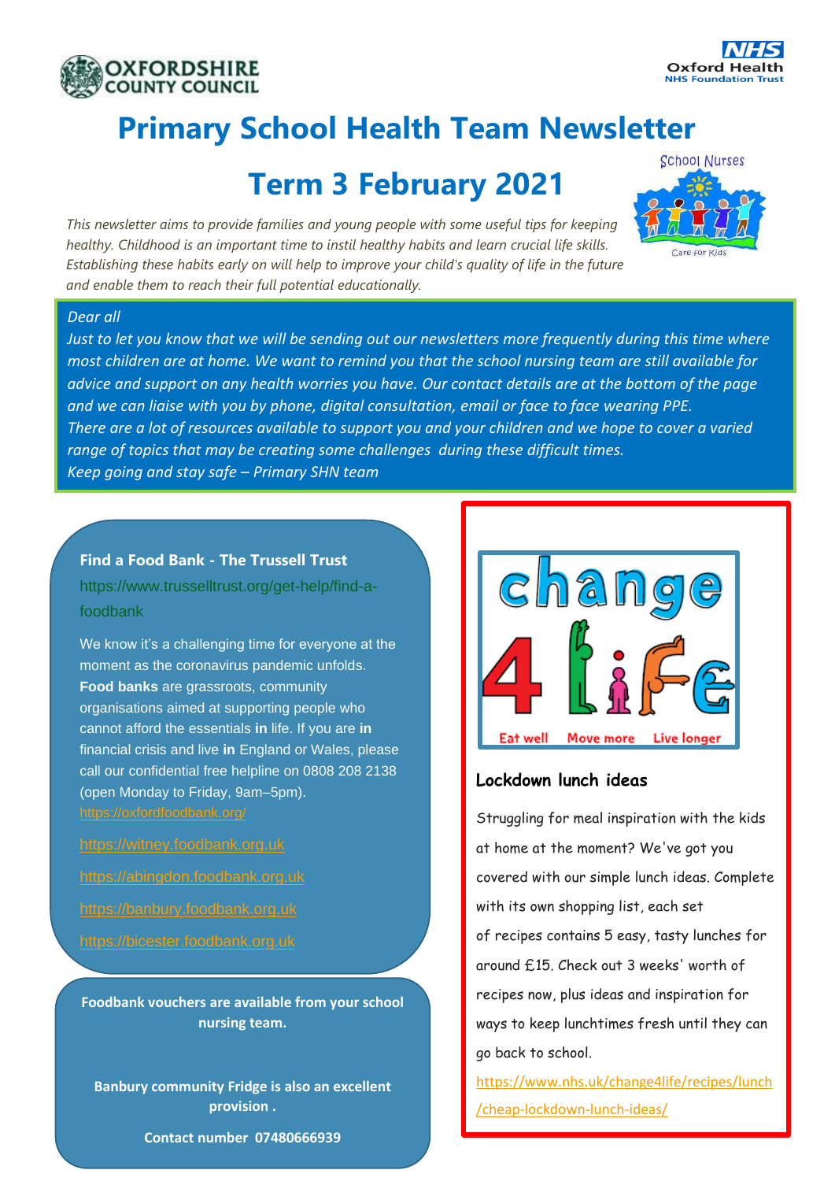OXFORDSHIRE COUNTY COUNCIL

NHS Oxford Health NHS Foundation Trust

# Primary School Health Team Newsletter

# Term 3 February 2021

School Nurses
Care for Kids

*This newsletter aims to provide families and young people with some useful tips for keeping healthy. Childhood is an important time to instil healthy habits and learn crucial life skills. Establishing these habits early on will help to improve your child's quality of life in the future and enable them to reach their full potential educationally.*

*Dear all*
*Just to let you know that we will be sending out our newsletters more frequently during this time where most children are at home. We want to remind you that the school nursing team are still available for advice and support on any health worries you have. Our contact details are at the bottom of the page and we can liaise with you by phone, digital consultation, email or face to face wearing PPE.*
*There are a lot of resources available to support you and your children and we hope to cover a varied range of topics that may be creating some challenges during these difficult times.*
*Keep going and stay safe – Primary SHN team*

### Find a Food Bank - The Trussell Trust

https://www.trusselltrust.org/get-help/find-a-foodbank

We know it's a challenging time for everyone at the moment as the coronavirus pandemic unfolds. **Food banks** are grassroots, community organisations aimed at supporting people who cannot afford the essentials **in** life. If you are **in** financial crisis and live **in** England or Wales, please call our confidential free helpline on 0808 208 2138 (open Monday to Friday, 9am–5pm).

https://oxfordfoodbank.org/

https://witney.foodbank.org.uk

https://abingdon.foodbank.org.uk

https://banbury.foodbank.org.uk

https://bicester.foodbank.org.uk

**Foodbank vouchers are available from your school nursing team.**

**Banbury community Fridge is also an excellent provision .**

**Contact number 07480666939**

change 4 life
Eat well Move more Live longer

### Lockdown lunch ideas

Struggling for meal inspiration with the kids at home at the moment? We've got you covered with our simple lunch ideas. Complete with its own shopping list, each set of recipes contains 5 easy, tasty lunches for around £15. Check out 3 weeks' worth of recipes now, plus ideas and inspiration for ways to keep lunchtimes fresh until they can go back to school.

https://www.nhs.uk/change4life/recipes/lunch/cheap-lockdown-lunch-ideas/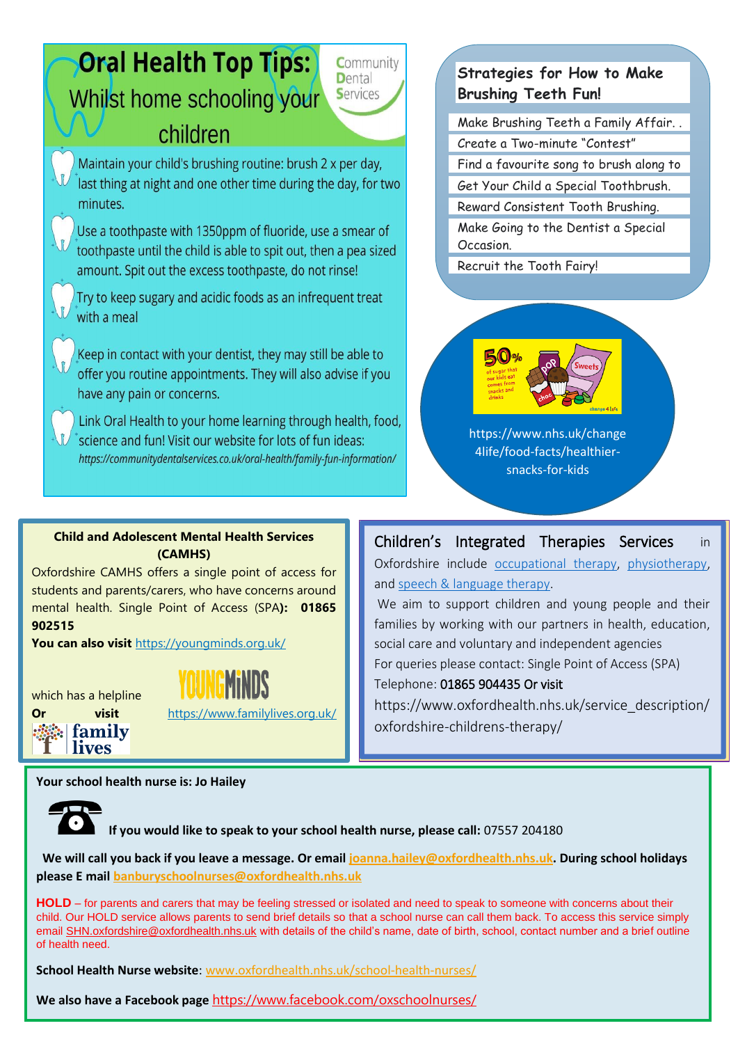# Oral Health Top Tips: Whilst home schooling your children

Community Dental Services

- Maintain your child's brushing routine: brush 2 x per day, last thing at night and one other time during the day, for two minutes.
- Use a toothpaste with 1350ppm of fluoride, use a smear of toothpaste until the child is able to spit out, then a pea sized amount. Spit out the excess toothpaste, do not rinse!
- Try to keep sugary and acidic foods as an infrequent treat with a meal
- Keep in contact with your dentist, they may still be able to offer you routine appointments. They will also advise if you have any pain or concerns.
- Link Oral Health to your home learning through health, food, science and fun! Visit our website for lots of fun ideas: *https://communitydentalservices.co.uk/oral-health/family-fun-information/*

## Strategies for How to Make Brushing Teeth Fun!

- Make Brushing Teeth a Family Affair. .
- Create a Two-minute "Contest"
- Find a favourite song to brush along to
- Get Your Child a Special Toothbrush.
- Reward Consistent Tooth Brushing.
- Make Going to the Dentist a Special Occasion.
- Recruit the Tooth Fairy!

50% of sugar that our kids eat comes from snacks and drinks

https://www.nhs.uk/change4life/food-facts/healthier-snacks-for-kids

### Child and Adolescent Mental Health Services (CAMHS)

Oxfordshire CAMHS offers a single point of access for students and parents/carers, who have concerns around mental health. Single Point of Access (SPA): **01865 902515**

**You can also visit** https://youngminds.org.uk/

YOUNGMINDS

which has a helpline

**Or** **visit** https://www.familylives.org.uk/

family lives

### Children's Integrated Therapies Services

Children's Integrated Therapies Services in Oxfordshire include occupational therapy, physiotherapy, and speech & language therapy.

We aim to support children and young people and their families by working with our partners in health, education, social care and voluntary and independent agencies

For queries please contact: Single Point of Access (SPA) Telephone: 01865 904435 Or visit https://www.oxfordhealth.nhs.uk/service_description/oxfordshire-childrens-therapy/

**Your school health nurse is: Jo Hailey**

**If you would like to speak to your school health nurse, please call:** 07557 204180

**We will call you back if you leave a message. Or email joanna.hailey@oxfordhealth.nhs.uk. During school holidays please E mail banburyschoolnurses@oxfordhealth.nhs.uk**

**HOLD** – for parents and carers that may be feeling stressed or isolated and need to speak to someone with concerns about their child. Our HOLD service allows parents to send brief details so that a school nurse can call them back. To access this service simply email SHN.oxfordshire@oxfordhealth.nhs.uk with details of the child's name, date of birth, school, contact number and a brief outline of health need.

**School Health Nurse website**: www.oxfordhealth.nhs.uk/school-health-nurses/

**We also have a Facebook page** https://www.facebook.com/oxschoolnurses/